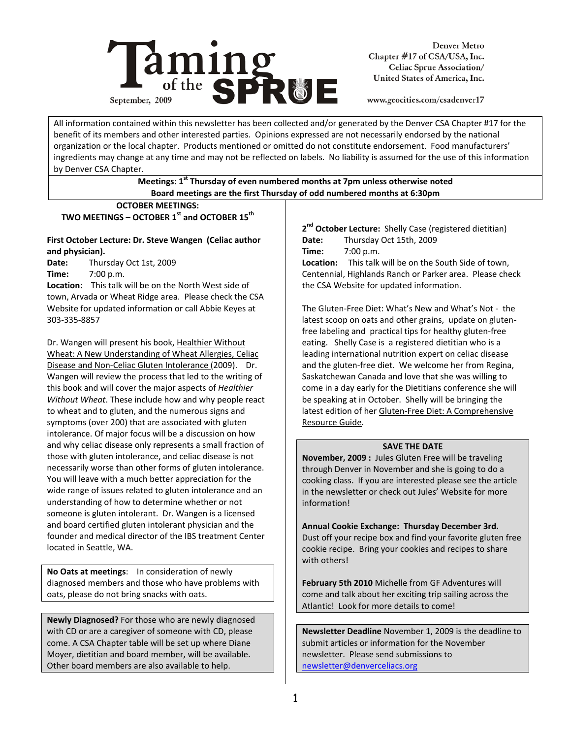# Taming of the SPRUE

September, 2009

Denver Metro
Chapter #17 of CSA/USA, Inc.
Celiac Sprue Association/
United States of America, Inc.

www.geocities.com/csadenver17

All information contained within this newsletter has been collected and/or generated by the Denver CSA Chapter #17 for the benefit of its members and other interested parties. Opinions expressed are not necessarily endorsed by the national organization or the local chapter. Products mentioned or omitted do not constitute endorsement. Food manufacturers' ingredients may change at any time and may not be reflected on labels. No liability is assumed for the use of this information by Denver CSA Chapter.

**Meetings: 1st Thursday of even numbered months at 7pm unless otherwise noted**
**Board meetings are the first Thursday of odd numbered months at 6:30pm**

## OCTOBER MEETINGS:
## TWO MEETINGS – OCTOBER 1st and OCTOBER 15th

**First October Lecture: Dr. Steve Wangen (Celiac author and physician).**
**Date:** Thursday Oct 1st, 2009
**Time:** 7:00 p.m.
**Location:** This talk will be on the North West side of town, Arvada or Wheat Ridge area. Please check the CSA Website for updated information or call Abbie Keyes at 303-335-8857

Dr. Wangen will present his book, Healthier Without Wheat: A New Understanding of Wheat Allergies, Celiac Disease and Non-Celiac Gluten Intolerance (2009). Dr. Wangen will review the process that led to the writing of this book and will cover the major aspects of *Healthier Without Wheat*. These include how and why people react to wheat and to gluten, and the numerous signs and symptoms (over 200) that are associated with gluten intolerance. Of major focus will be a discussion on how and why celiac disease only represents a small fraction of those with gluten intolerance, and celiac disease is not necessarily worse than other forms of gluten intolerance. You will leave with a much better appreciation for the wide range of issues related to gluten intolerance and an understanding of how to determine whether or not someone is gluten intolerant. Dr. Wangen is a licensed and board certified gluten intolerant physician and the founder and medical director of the IBS treatment Center located in Seattle, WA.

**No Oats at meetings**: In consideration of newly diagnosed members and those who have problems with oats, please do not bring snacks with oats.

**Newly Diagnosed?** For those who are newly diagnosed with CD or are a caregiver of someone with CD, please come. A CSA Chapter table will be set up where Diane Moyer, dietitian and board member, will be available. Other board members are also available to help.

**2nd October Lecture:** Shelly Case (registered dietitian)
**Date:** Thursday Oct 15th, 2009
**Time:** 7:00 p.m.
**Location:** This talk will be on the South Side of town, Centennial, Highlands Ranch or Parker area. Please check the CSA Website for updated information.

The Gluten-Free Diet: What's New and What's Not - the latest scoop on oats and other grains, update on gluten-free labeling and practical tips for healthy gluten-free eating. Shelly Case is a registered dietitian who is a leading international nutrition expert on celiac disease and the gluten-free diet. We welcome her from Regina, Saskatchewan Canada and love that she was willing to come in a day early for the Dietitians conference she will be speaking at in October. Shelly will be bringing the latest edition of her Gluten-Free Diet: A Comprehensive Resource Guide.

### SAVE THE DATE

**November, 2009 :** Jules Gluten Free will be traveling through Denver in November and she is going to do a cooking class. If you are interested please see the article in the newsletter or check out Jules' Website for more information!

**Annual Cookie Exchange: Thursday December 3rd.** Dust off your recipe box and find your favorite gluten free cookie recipe. Bring your cookies and recipes to share with others!

**February 5th 2010** Michelle from GF Adventures will come and talk about her exciting trip sailing across the Atlantic! Look for more details to come!

**Newsletter Deadline** November 1, 2009 is the deadline to submit articles or information for the November newsletter. Please send submissions to newsletter@denverceliacs.org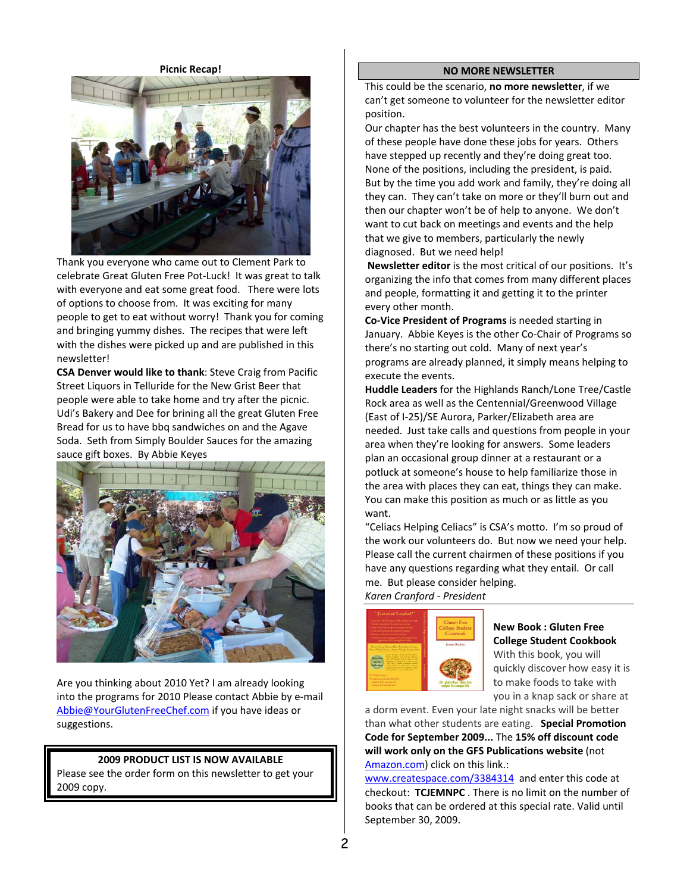## Picnic Recap!

Thank you everyone who came out to Clement Park to celebrate Great Gluten Free Pot-Luck! It was great to talk with everyone and eat some great food. There were lots of options to choose from. It was exciting for many people to get to eat without worry! Thank you for coming and bringing yummy dishes. The recipes that were left with the dishes were picked up and are published in this newsletter!

**CSA Denver would like to thank**: Steve Craig from Pacific Street Liquors in Telluride for the New Grist Beer that people were able to take home and try after the picnic. Udi's Bakery and Dee for brining all the great Gluten Free Bread for us to have bbq sandwiches on and the Agave Soda. Seth from Simply Boulder Sauces for the amazing sauce gift boxes. By Abbie Keyes

Are you thinking about 2010 Yet? I am already looking into the programs for 2010 Please contact Abbie by e-mail Abbie@YourGlutenFreeChef.com if you have ideas or suggestions.

> **2009 PRODUCT LIST IS NOW AVAILABLE**
> Please see the order form on this newsletter to get your 2009 copy.

## NO MORE NEWSLETTER

This could be the scenario, **no more newsletter**, if we can't get someone to volunteer for the newsletter editor position.

Our chapter has the best volunteers in the country. Many of these people have done these jobs for years. Others have stepped up recently and they're doing great too. None of the positions, including the president, is paid. But by the time you add work and family, they're doing all they can. They can't take on more or they'll burn out and then our chapter won't be of help to anyone. We don't want to cut back on meetings and events and the help that we give to members, particularly the newly diagnosed. But we need help!

**Newsletter editor** is the most critical of our positions. It's organizing the info that comes from many different places and people, formatting it and getting it to the printer every other month.

**Co-Vice President of Programs** is needed starting in January. Abbie Keyes is the other Co-Chair of Programs so there's no starting out cold. Many of next year's programs are already planned, it simply means helping to execute the events.

**Huddle Leaders** for the Highlands Ranch/Lone Tree/Castle Rock area as well as the Centennial/Greenwood Village (East of I-25)/SE Aurora, Parker/Elizabeth area are needed. Just take calls and questions from people in your area when they're looking for answers. Some leaders plan an occasional group dinner at a restaurant or a potluck at someone's house to help familiarize those in the area with places they can eat, things they can make. You can make this position as much or as little as you want.

"Celiacs Helping Celiacs" is CSA's motto. I'm so proud of the work our volunteers do. But now we need your help. Please call the current chairmen of these positions if you have any questions regarding what they entail. Or call me. But please consider helping.

*Karen Cranford - President*

**New Book : Gluten Free College Student Cookbook**

With this book, you will quickly discover how easy it is to make foods to take with you in a knap sack or share at a dorm event. Even your late night snacks will be better than what other students are eating. **Special Promotion Code for September 2009...** The **15% off discount code will work only on the GFS Publications website** (not Amazon.com) click on this link.: www.createspace.com/3384314 and enter this code at checkout: **TCJEMNPC** . There is no limit on the number of books that can be ordered at this special rate. Valid until September 30, 2009.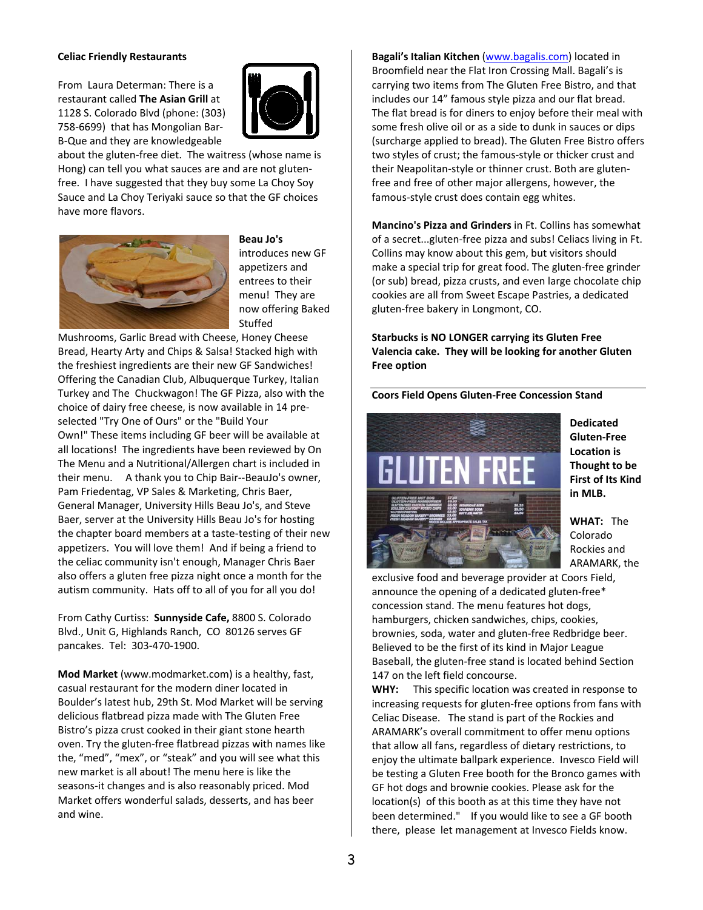**Celiac Friendly Restaurants**

From Laura Determan: There is a restaurant called **The Asian Grill** at 1128 S. Colorado Blvd (phone: (303) 758-6699) that has Mongolian Bar-B-Que and they are knowledgeable about the gluten-free diet. The waitress (whose name is Hong) can tell you what sauces are and are not gluten-free. I have suggested that they buy some La Choy Soy Sauce and La Choy Teriyaki sauce so that the GF choices have more flavors.

**Beau Jo's** introduces new GF appetizers and entrees to their menu! They are now offering Baked Stuffed Mushrooms, Garlic Bread with Cheese, Honey Cheese Bread, Hearty Arty and Chips & Salsa! Stacked high with the freshiest ingredients are their new GF Sandwiches! Offering the Canadian Club, Albuquerque Turkey, Italian Turkey and The Chuckwagon! The GF Pizza, also with the choice of dairy free cheese, is now available in 14 pre-selected "Try One of Ours" or the "Build Your Own!" These items including GF beer will be available at all locations! The ingredients have been reviewed by On The Menu and a Nutritional/Allergen chart is included in their menu. A thank you to Chip Bair--BeauJo's owner, Pam Friedentag, VP Sales & Marketing, Chris Baer, General Manager, University Hills Beau Jo's, and Steve Baer, server at the University Hills Beau Jo's for hosting the chapter board members at a taste-testing of their new appetizers. You will love them! And if being a friend to the celiac community isn't enough, Manager Chris Baer also offers a gluten free pizza night once a month for the autism community. Hats off to all of you for all you do!

From Cathy Curtiss: **Sunnyside Cafe,** 8800 S. Colorado Blvd., Unit G, Highlands Ranch, CO 80126 serves GF pancakes. Tel: 303-470-1900.

**Mod Market** (www.modmarket.com) is a healthy, fast, casual restaurant for the modern diner located in Boulder's latest hub, 29th St. Mod Market will be serving delicious flatbread pizza made with The Gluten Free Bistro's pizza crust cooked in their giant stone hearth oven. Try the gluten-free flatbread pizzas with names like the, "med", "mex", or "steak" and you will see what this new market is all about! The menu here is like the seasons-it changes and is also reasonably priced. Mod Market offers wonderful salads, desserts, and has beer and wine.

**Bagali's Italian Kitchen** (www.bagalis.com) located in Broomfield near the Flat Iron Crossing Mall. Bagali's is carrying two items from The Gluten Free Bistro, and that includes our 14" famous style pizza and our flat bread. The flat bread is for diners to enjoy before their meal with some fresh olive oil or as a side to dunk in sauces or dips (surcharge applied to bread). The Gluten Free Bistro offers two styles of crust; the famous-style or thicker crust and their Neapolitan-style or thinner crust. Both are gluten-free and free of other major allergens, however, the famous-style crust does contain egg whites.

**Mancino's Pizza and Grinders** in Ft. Collins has somewhat of a secret...gluten-free pizza and subs! Celiacs living in Ft. Collins may know about this gem, but visitors should make a special trip for great food. The gluten-free grinder (or sub) bread, pizza crusts, and even large chocolate chip cookies are all from Sweet Escape Pastries, a dedicated gluten-free bakery in Longmont, CO.

**Starbucks is NO LONGER carrying its Gluten Free Valencia cake. They will be looking for another Gluten Free option**

**Coors Field Opens Gluten-Free Concession Stand**

**Dedicated Gluten-Free Location is Thought to be First of Its Kind in MLB.**

**WHAT:** The Colorado Rockies and ARAMARK, the exclusive food and beverage provider at Coors Field, announce the opening of a dedicated gluten-free* concession stand. The menu features hot dogs, hamburgers, chicken sandwiches, chips, cookies, brownies, soda, water and gluten-free Redbridge beer. Believed to be the first of its kind in Major League Baseball, the gluten-free stand is located behind Section 147 on the left field concourse.

**WHY:** This specific location was created in response to increasing requests for gluten-free options from fans with Celiac Disease. The stand is part of the Rockies and ARAMARK's overall commitment to offer menu options that allow all fans, regardless of dietary restrictions, to enjoy the ultimate ballpark experience. Invesco Field will be testing a Gluten Free booth for the Bronco games with GF hot dogs and brownie cookies. Please ask for the location(s) of this booth as at this time they have not been determined." If you would like to see a GF booth there, please let management at Invesco Fields know.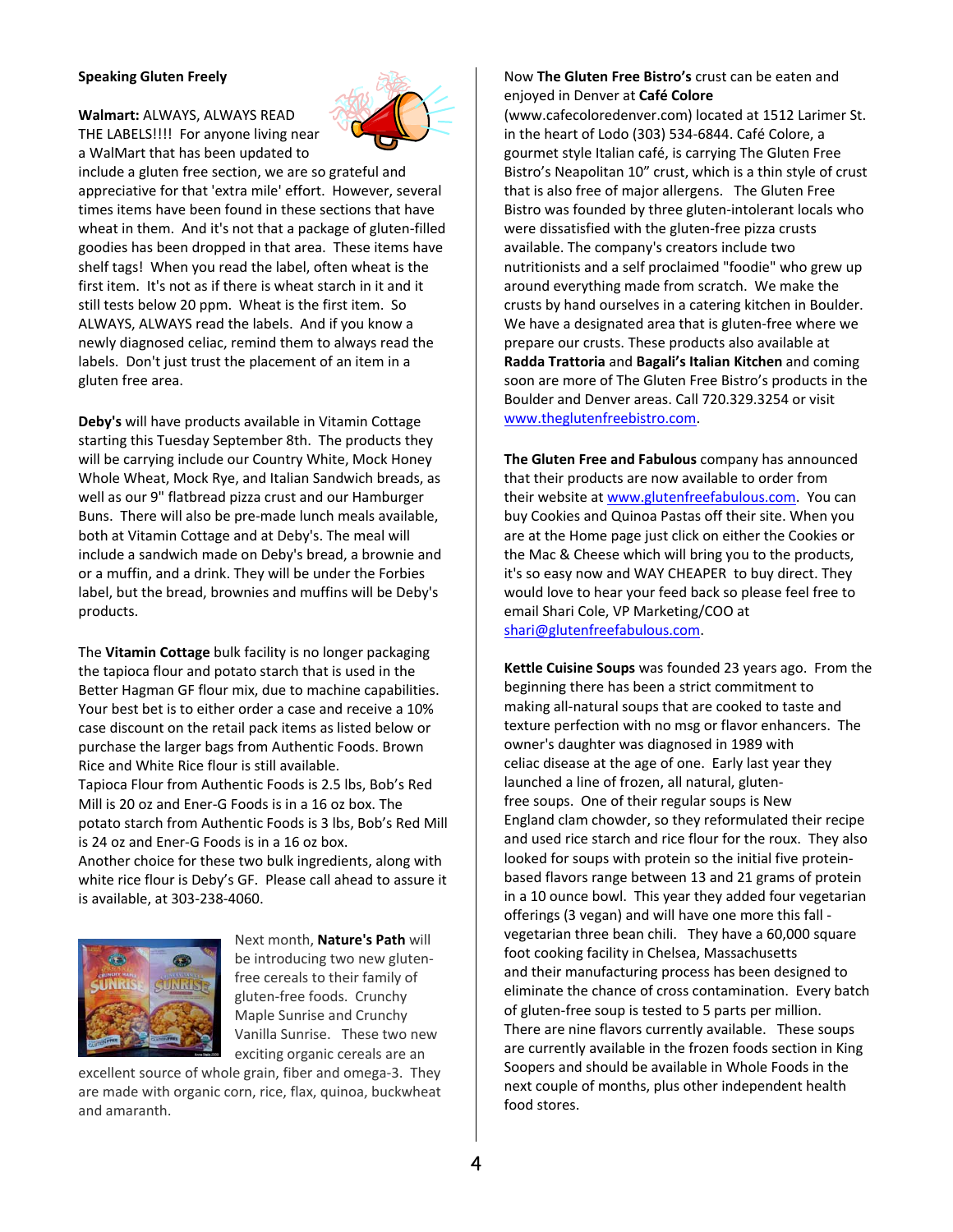**Speaking Gluten Freely**

**Walmart:** ALWAYS, ALWAYS READ THE LABELS!!!! For anyone living near a WalMart that has been updated to include a gluten free section, we are so grateful and appreciative for that 'extra mile' effort. However, several times items have been found in these sections that have wheat in them. And it's not that a package of gluten-filled goodies has been dropped in that area. These items have shelf tags! When you read the label, often wheat is the first item. It's not as if there is wheat starch in it and it still tests below 20 ppm. Wheat is the first item. So ALWAYS, ALWAYS read the labels. And if you know a newly diagnosed celiac, remind them to always read the labels. Don't just trust the placement of an item in a gluten free area.

**Deby's** will have products available in Vitamin Cottage starting this Tuesday September 8th. The products they will be carrying include our Country White, Mock Honey Whole Wheat, Mock Rye, and Italian Sandwich breads, as well as our 9" flatbread pizza crust and our Hamburger Buns. There will also be pre-made lunch meals available, both at Vitamin Cottage and at Deby's. The meal will include a sandwich made on Deby's bread, a brownie and or a muffin, and a drink. They will be under the Forbies label, but the bread, brownies and muffins will be Deby's products.

The **Vitamin Cottage** bulk facility is no longer packaging the tapioca flour and potato starch that is used in the Better Hagman GF flour mix, due to machine capabilities. Your best bet is to either order a case and receive a 10% case discount on the retail pack items as listed below or purchase the larger bags from Authentic Foods. Brown Rice and White Rice flour is still available.
Tapioca Flour from Authentic Foods is 2.5 lbs, Bob's Red Mill is 20 oz and Ener-G Foods is in a 16 oz box. The potato starch from Authentic Foods is 3 lbs, Bob's Red Mill is 24 oz and Ener-G Foods is in a 16 oz box.
Another choice for these two bulk ingredients, along with white rice flour is Deby's GF. Please call ahead to assure it is available, at 303-238-4060.

Next month, **Nature's Path** will be introducing two new gluten-free cereals to their family of gluten-free foods. Crunchy Maple Sunrise and Crunchy Vanilla Sunrise. These two new exciting organic cereals are an excellent source of whole grain, fiber and omega-3. They are made with organic corn, rice, flax, quinoa, buckwheat and amaranth.

Now **The Gluten Free Bistro's** crust can be eaten and enjoyed in Denver at **Café Colore** (www.cafecoloredenver.com) located at 1512 Larimer St. in the heart of Lodo (303) 534-6844. Café Colore, a gourmet style Italian café, is carrying The Gluten Free Bistro's Neapolitan 10" crust, which is a thin style of crust that is also free of major allergens. The Gluten Free Bistro was founded by three gluten-intolerant locals who were dissatisfied with the gluten-free pizza crusts available. The company's creators include two nutritionists and a self proclaimed "foodie" who grew up around everything made from scratch. We make the crusts by hand ourselves in a catering kitchen in Boulder. We have a designated area that is gluten-free where we prepare our crusts. These products also available at **Radda Trattoria** and **Bagali's Italian Kitchen** and coming soon are more of The Gluten Free Bistro's products in the Boulder and Denver areas. Call 720.329.3254 or visit www.theglutenfreebistro.com.

**The Gluten Free and Fabulous** company has announced that their products are now available to order from their website at www.glutenfreefabulous.com. You can buy Cookies and Quinoa Pastas off their site. When you are at the Home page just click on either the Cookies or the Mac & Cheese which will bring you to the products, it's so easy now and WAY CHEAPER to buy direct. They would love to hear your feed back so please feel free to email Shari Cole, VP Marketing/COO at shari@glutenfreefabulous.com.

**Kettle Cuisine Soups** was founded 23 years ago. From the beginning there has been a strict commitment to making all-natural soups that are cooked to taste and texture perfection with no msg or flavor enhancers. The owner's daughter was diagnosed in 1989 with celiac disease at the age of one. Early last year they launched a line of frozen, all natural, gluten-free soups. One of their regular soups is New England clam chowder, so they reformulated their recipe and used rice starch and rice flour for the roux. They also looked for soups with protein so the initial five protein-based flavors range between 13 and 21 grams of protein in a 10 ounce bowl. This year they added four vegetarian offerings (3 vegan) and will have one more this fall - vegetarian three bean chili. They have a 60,000 square foot cooking facility in Chelsea, Massachusetts and their manufacturing process has been designed to eliminate the chance of cross contamination. Every batch of gluten-free soup is tested to 5 parts per million. There are nine flavors currently available. These soups are currently available in the frozen foods section in King Soopers and should be available in Whole Foods in the next couple of months, plus other independent health food stores.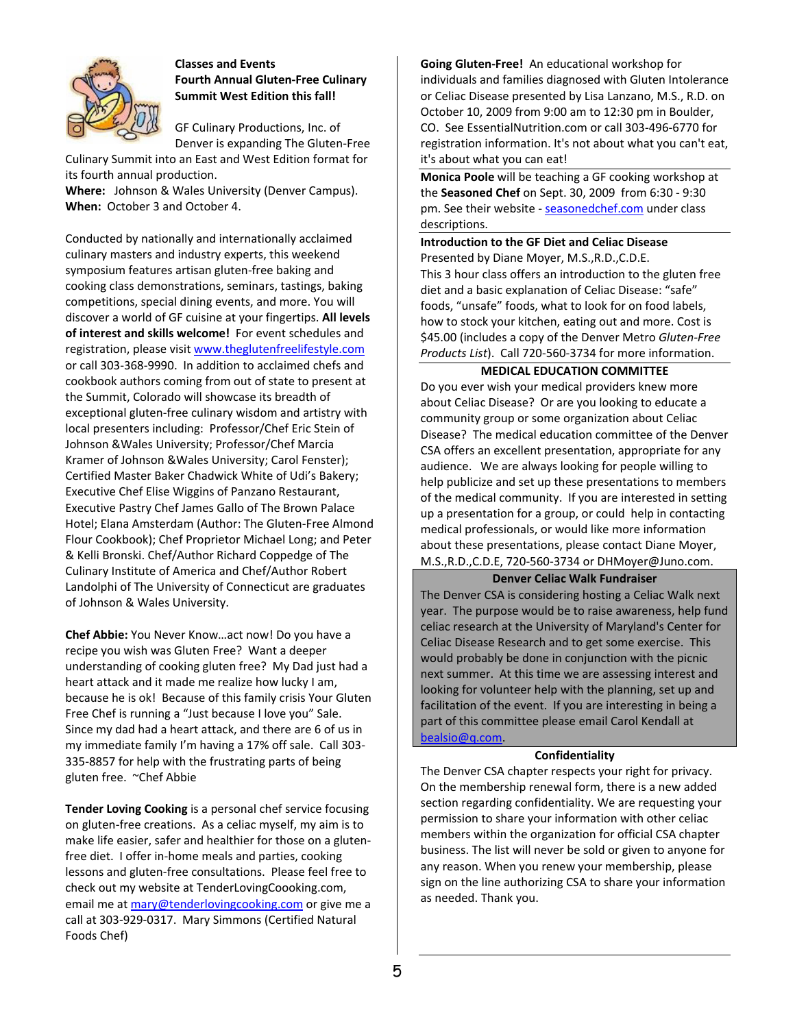## Classes and Events

### Fourth Annual Gluten-Free Culinary Summit West Edition this fall!

GF Culinary Productions, Inc. of Denver is expanding The Gluten-Free Culinary Summit into an East and West Edition format for its fourth annual production.

**Where:** Johnson & Wales University (Denver Campus).
**When:** October 3 and October 4.

Conducted by nationally and internationally acclaimed culinary masters and industry experts, this weekend symposium features artisan gluten-free baking and cooking class demonstrations, seminars, tastings, baking competitions, special dining events, and more. You will discover a world of GF cuisine at your fingertips. **All levels of interest and skills welcome!** For event schedules and registration, please visit www.theglutenfreelifestyle.com or call 303-368-9990. In addition to acclaimed chefs and cookbook authors coming from out of state to present at the Summit, Colorado will showcase its breadth of exceptional gluten-free culinary wisdom and artistry with local presenters including: Professor/Chef Eric Stein of Johnson &Wales University; Professor/Chef Marcia Kramer of Johnson &Wales University; Carol Fenster); Certified Master Baker Chadwick White of Udi's Bakery; Executive Chef Elise Wiggins of Panzano Restaurant, Executive Pastry Chef James Gallo of The Brown Palace Hotel; Elana Amsterdam (Author: The Gluten-Free Almond Flour Cookbook); Chef Proprietor Michael Long; and Peter & Kelli Bronski. Chef/Author Richard Coppedge of The Culinary Institute of America and Chef/Author Robert Landolphi of The University of Connecticut are graduates of Johnson & Wales University.

**Chef Abbie:** You Never Know…act now! Do you have a recipe you wish was Gluten Free? Want a deeper understanding of cooking gluten free? My Dad just had a heart attack and it made me realize how lucky I am, because he is ok! Because of this family crisis Your Gluten Free Chef is running a "Just because I love you" Sale. Since my dad had a heart attack, and there are 6 of us in my immediate family I'm having a 17% off sale. Call 303-335-8857 for help with the frustrating parts of being gluten free. ~Chef Abbie

**Tender Loving Cooking** is a personal chef service focusing on gluten-free creations. As a celiac myself, my aim is to make life easier, safer and healthier for those on a gluten-free diet. I offer in-home meals and parties, cooking lessons and gluten-free consultations. Please feel free to check out my website at TenderLovingCoooking.com, email me at mary@tenderlovingcooking.com or give me a call at 303-929-0317. Mary Simmons (Certified Natural Foods Chef)

**Going Gluten-Free!** An educational workshop for individuals and families diagnosed with Gluten Intolerance or Celiac Disease presented by Lisa Lanzano, M.S., R.D. on October 10, 2009 from 9:00 am to 12:30 pm in Boulder, CO. See EssentialNutrition.com or call 303-496-6770 for registration information. It's not about what you can't eat, it's about what you can eat!

**Monica Poole** will be teaching a GF cooking workshop at the **Seasoned Chef** on Sept. 30, 2009 from 6:30 - 9:30 pm. See their website - seasonedchef.com under class descriptions.

**Introduction to the GF Diet and Celiac Disease**
Presented by Diane Moyer, M.S.,R.D.,C.D.E.
This 3 hour class offers an introduction to the gluten free diet and a basic explanation of Celiac Disease: "safe" foods, "unsafe" foods, what to look for on food labels, how to stock your kitchen, eating out and more. Cost is $45.00 (includes a copy of the Denver Metro *Gluten-Free Products List*). Call 720-560-3734 for more information.

### MEDICAL EDUCATION COMMITTEE

Do you ever wish your medical providers knew more about Celiac Disease? Or are you looking to educate a community group or some organization about Celiac Disease? The medical education committee of the Denver CSA offers an excellent presentation, appropriate for any audience. We are always looking for people willing to help publicize and set up these presentations to members of the medical community. If you are interested in setting up a presentation for a group, or could help in contacting medical professionals, or would like more information about these presentations, please contact Diane Moyer, M.S.,R.D.,C.D.E, 720-560-3734 or DHMoyer@Juno.com.

### Denver Celiac Walk Fundraiser

The Denver CSA is considering hosting a Celiac Walk next year. The purpose would be to raise awareness, help fund celiac research at the University of Maryland's Center for Celiac Disease Research and to get some exercise. This would probably be done in conjunction with the picnic next summer. At this time we are assessing interest and looking for volunteer help with the planning, set up and facilitation of the event. If you are interesting in being a part of this committee please email Carol Kendall at bealsio@q.com.

### Confidentiality

The Denver CSA chapter respects your right for privacy. On the membership renewal form, there is a new added section regarding confidentiality. We are requesting your permission to share your information with other celiac members within the organization for official CSA chapter business. The list will never be sold or given to anyone for any reason. When you renew your membership, please sign on the line authorizing CSA to share your information as needed. Thank you.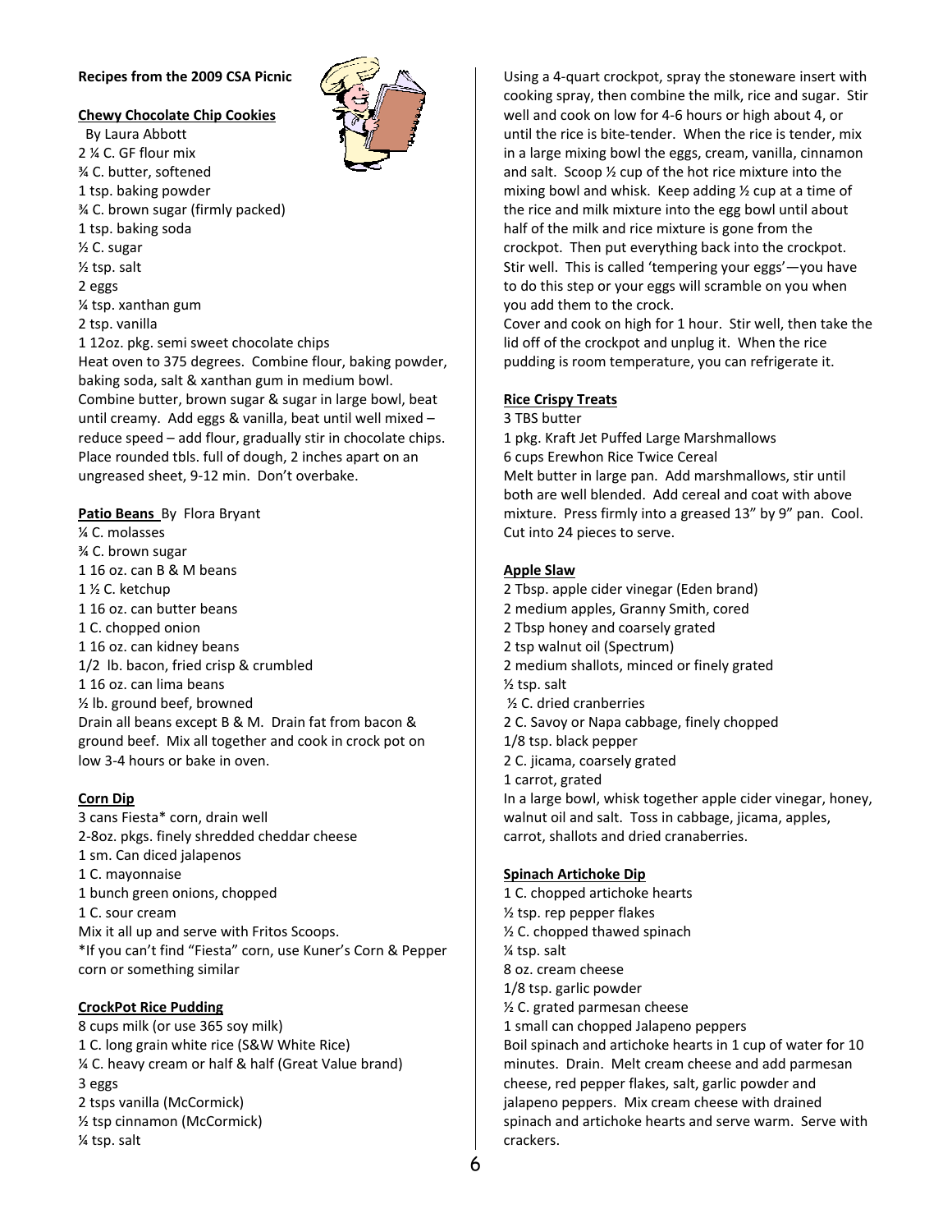**Recipes from the 2009 CSA Picnic**

**Chewy Chocolate Chip Cookies**

By Laura Abbott

2 ¼ C. GF flour mix
¾ C. butter, softened
1 tsp. baking powder
¾ C. brown sugar (firmly packed)
1 tsp. baking soda
½ C. sugar
½ tsp. salt
2 eggs
¼ tsp. xanthan gum
2 tsp. vanilla
1 12oz. pkg. semi sweet chocolate chips

Heat oven to 375 degrees. Combine flour, baking powder, baking soda, salt & xanthan gum in medium bowl. Combine butter, brown sugar & sugar in large bowl, beat until creamy. Add eggs & vanilla, beat until well mixed – reduce speed – add flour, gradually stir in chocolate chips. Place rounded tbls. full of dough, 2 inches apart on an ungreased sheet, 9-12 min. Don't overbake.

**Patio Beans** By Flora Bryant

¼ C. molasses
¾ C. brown sugar
1 16 oz. can B & M beans
1 ½ C. ketchup
1 16 oz. can butter beans
1 C. chopped onion
1 16 oz. can kidney beans
1/2 lb. bacon, fried crisp & crumbled
1 16 oz. can lima beans
½ lb. ground beef, browned

Drain all beans except B & M. Drain fat from bacon & ground beef. Mix all together and cook in crock pot on low 3-4 hours or bake in oven.

**Corn Dip**

3 cans Fiesta* corn, drain well
2-8oz. pkgs. finely shredded cheddar cheese
1 sm. Can diced jalapenos
1 C. mayonnaise
1 bunch green onions, chopped
1 C. sour cream

Mix it all up and serve with Fritos Scoops.

*If you can't find "Fiesta" corn, use Kuner's Corn & Pepper corn or something similar

**CrockPot Rice Pudding**

8 cups milk (or use 365 soy milk)
1 C. long grain white rice (S&W White Rice)
¼ C. heavy cream or half & half (Great Value brand)
3 eggs
2 tsps vanilla (McCormick)
½ tsp cinnamon (McCormick)
¼ tsp. salt

Using a 4-quart crockpot, spray the stoneware insert with cooking spray, then combine the milk, rice and sugar. Stir well and cook on low for 4-6 hours or high about 4, or until the rice is bite-tender. When the rice is tender, mix in a large mixing bowl the eggs, cream, vanilla, cinnamon and salt. Scoop ½ cup of the hot rice mixture into the mixing bowl and whisk. Keep adding ½ cup at a time of the rice and milk mixture into the egg bowl until about half of the milk and rice mixture is gone from the crockpot. Then put everything back into the crockpot. Stir well. This is called 'tempering your eggs'—you have to do this step or your eggs will scramble on you when you add them to the crock.

Cover and cook on high for 1 hour. Stir well, then take the lid off of the crockpot and unplug it. When the rice pudding is room temperature, you can refrigerate it.

**Rice Crispy Treats**

3 TBS butter
1 pkg. Kraft Jet Puffed Large Marshmallows
6 cups Erewhon Rice Twice Cereal

Melt butter in large pan. Add marshmallows, stir until both are well blended. Add cereal and coat with above mixture. Press firmly into a greased 13" by 9" pan. Cool. Cut into 24 pieces to serve.

**Apple Slaw**

2 Tbsp. apple cider vinegar (Eden brand)
2 medium apples, Granny Smith, cored
2 Tbsp honey and coarsely grated
2 tsp walnut oil (Spectrum)
2 medium shallots, minced or finely grated
½ tsp. salt
½ C. dried cranberries
2 C. Savoy or Napa cabbage, finely chopped
1/8 tsp. black pepper
2 C. jicama, coarsely grated
1 carrot, grated

In a large bowl, whisk together apple cider vinegar, honey, walnut oil and salt. Toss in cabbage, jicama, apples, carrot, shallots and dried cranaberries.

**Spinach Artichoke Dip**

1 C. chopped artichoke hearts
½ tsp. rep pepper flakes
½ C. chopped thawed spinach
¼ tsp. salt
8 oz. cream cheese
1/8 tsp. garlic powder
½ C. grated parmesan cheese
1 small can chopped Jalapeno peppers

Boil spinach and artichoke hearts in 1 cup of water for 10 minutes. Drain. Melt cream cheese and add parmesan cheese, red pepper flakes, salt, garlic powder and jalapeno peppers. Mix cream cheese with drained spinach and artichoke hearts and serve warm. Serve with crackers.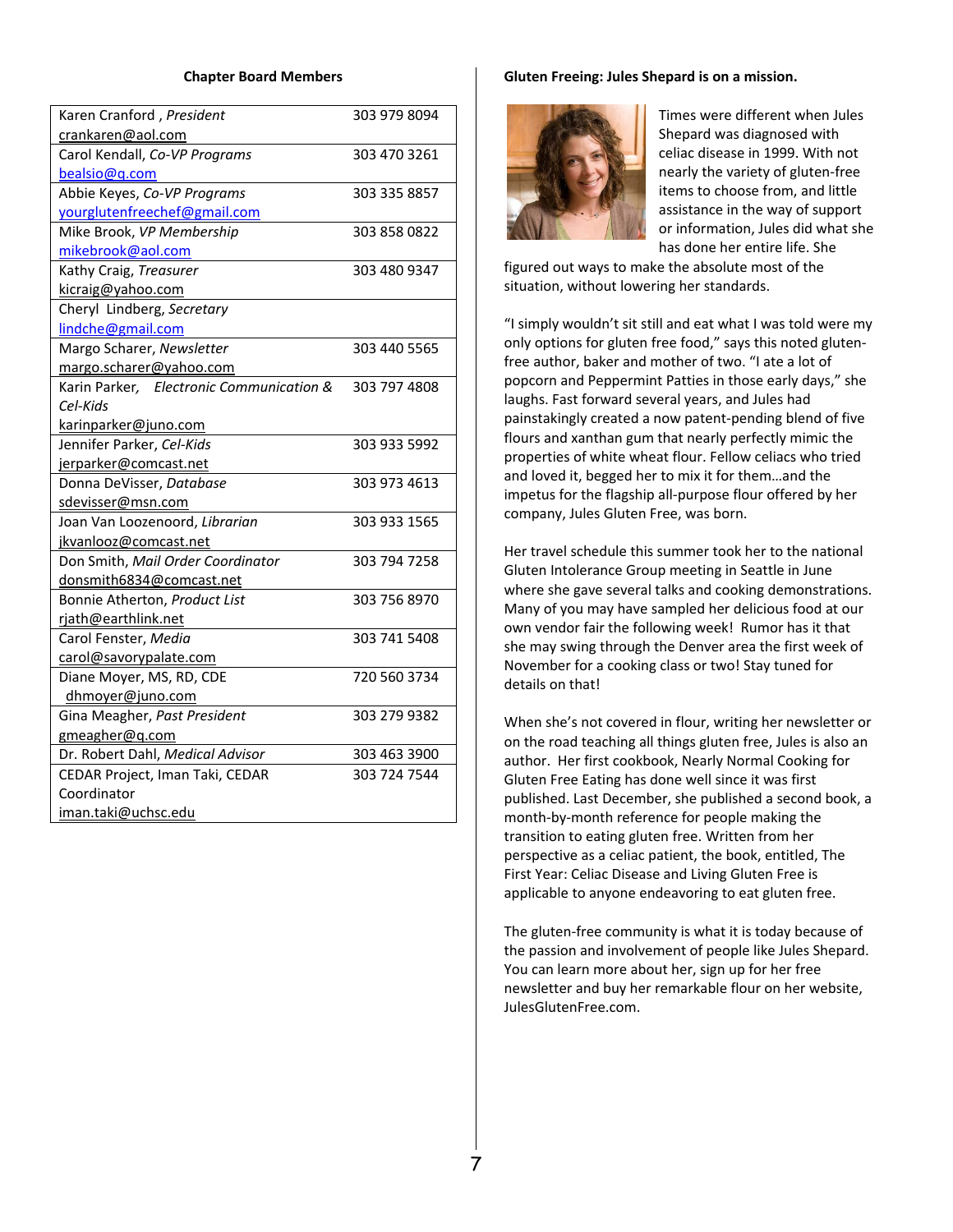### Chapter Board Members

| Name / Email | Phone |
|---|---|
| Karen Cranford , *President* crankaren@aol.com | 303 979 8094 |
| Carol Kendall, *Co-VP Programs* bealsio@q.com | 303 470 3261 |
| Abbie Keyes, *Co-VP Programs* yourglutenfreechef@gmail.com | 303 335 8857 |
| Mike Brook, *VP Membership* mikebrook@aol.com | 303 858 0822 |
| Kathy Craig, *Treasurer* kicraig@yahoo.com | 303 480 9347 |
| Cheryl Lindberg, *Secretary* lindche@gmail.com | |
| Margo Scharer, *Newsletter* margo.scharer@yahoo.com | 303 440 5565 |
| Karin Parker, *Electronic Communication & Cel-Kids* karinparker@juno.com | 303 797 4808 |
| Jennifer Parker, *Cel-Kids* jerparker@comcast.net | 303 933 5992 |
| Donna DeVisser, *Database* sdevisser@msn.com | 303 973 4613 |
| Joan Van Loozenoord, *Librarian* jkvanlooz@comcast.net | 303 933 1565 |
| Don Smith, *Mail Order Coordinator* donsmith6834@comcast.net | 303 794 7258 |
| Bonnie Atherton, *Product List* rjath@earthlink.net | 303 756 8970 |
| Carol Fenster, *Media* carol@savorypalate.com | 303 741 5408 |
| Diane Moyer, MS, RD, CDE dhmoyer@juno.com | 720 560 3734 |
| Gina Meagher, *Past President* gmeagher@q.com | 303 279 9382 |
| Dr. Robert Dahl, *Medical Advisor* | 303 463 3900 |
| CEDAR Project, Iman Taki, CEDAR Coordinator iman.taki@uchsc.edu | 303 724 7544 |

### Gluten Freeing: Jules Shepard is on a mission.

Times were different when Jules Shepard was diagnosed with celiac disease in 1999. With not nearly the variety of gluten-free items to choose from, and little assistance in the way of support or information, Jules did what she has done her entire life. She figured out ways to make the absolute most of the situation, without lowering her standards.

"I simply wouldn't sit still and eat what I was told were my only options for gluten free food," says this noted gluten-free author, baker and mother of two. "I ate a lot of popcorn and Peppermint Patties in those early days," she laughs. Fast forward several years, and Jules had painstakingly created a now patent-pending blend of five flours and xanthan gum that nearly perfectly mimic the properties of white wheat flour. Fellow celiacs who tried and loved it, begged her to mix it for them…and the impetus for the flagship all-purpose flour offered by her company, Jules Gluten Free, was born.

Her travel schedule this summer took her to the national Gluten Intolerance Group meeting in Seattle in June where she gave several talks and cooking demonstrations. Many of you may have sampled her delicious food at our own vendor fair the following week! Rumor has it that she may swing through the Denver area the first week of November for a cooking class or two! Stay tuned for details on that!

When she's not covered in flour, writing her newsletter or on the road teaching all things gluten free, Jules is also an author. Her first cookbook, Nearly Normal Cooking for Gluten Free Eating has done well since it was first published. Last December, she published a second book, a month-by-month reference for people making the transition to eating gluten free. Written from her perspective as a celiac patient, the book, entitled, The First Year: Celiac Disease and Living Gluten Free is applicable to anyone endeavoring to eat gluten free.

The gluten-free community is what it is today because of the passion and involvement of people like Jules Shepard. You can learn more about her, sign up for her free newsletter and buy her remarkable flour on her website, JulesGlutenFree.com.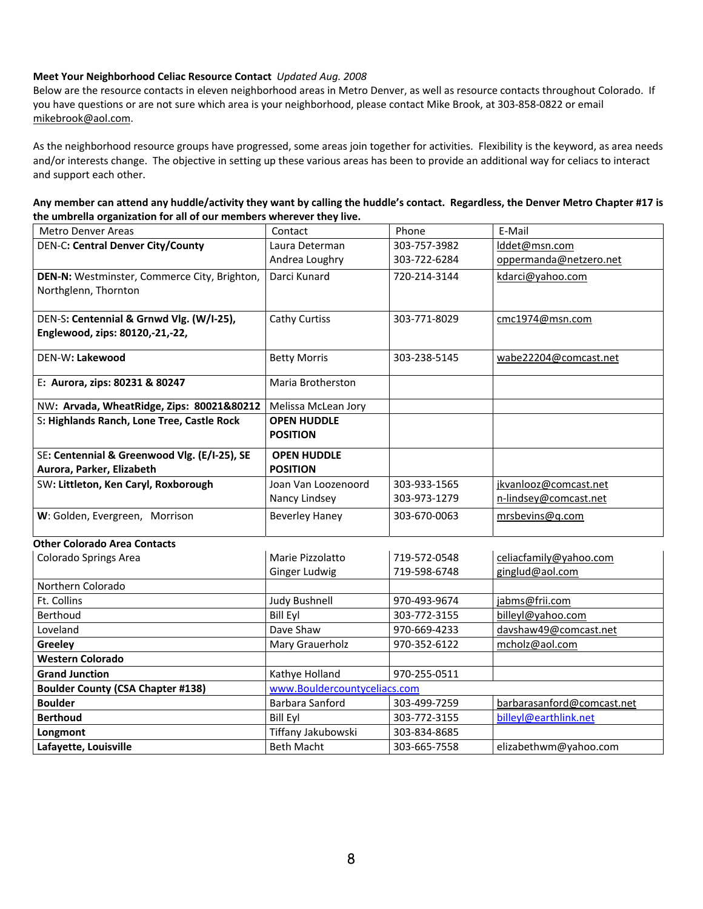**Meet Your Neighborhood Celiac Resource Contact** *Updated Aug. 2008*

Below are the resource contacts in eleven neighborhood areas in Metro Denver, as well as resource contacts throughout Colorado. If you have questions or are not sure which area is your neighborhood, please contact Mike Brook, at 303-858-0822 or email mikebrook@aol.com.

As the neighborhood resource groups have progressed, some areas join together for activities. Flexibility is the keyword, as area needs and/or interests change. The objective in setting up these various areas has been to provide an additional way for celiacs to interact and support each other.

**Any member can attend any huddle/activity they want by calling the huddle's contact. Regardless, the Denver Metro Chapter #17 is the umbrella organization for all of our members wherever they live.**

| Metro Denver Areas | Contact | Phone | E-Mail |
|---|---|---|---|
| DEN-C**: Central Denver City/County** | Laura Determan<br>Andrea Loughry | 303-757-3982<br>303-722-6284 | lddet@msn.com<br>oppermanda@netzero.net |
| **DEN-N:** Westminster, Commerce City, Brighton, Northglenn, Thornton | Darci Kunard | 720-214-3144 | kdarci@yahoo.com |
| DEN-S**: Centennial & Grnwd Vlg. (W/I-25), Englewood, zips: 80120,-21,-22,** | Cathy Curtiss | 303-771-8029 | cmc1974@msn.com |
| DEN-W**: Lakewood** | Betty Morris | 303-238-5145 | wabe22204@comcast.net |
| E**: Aurora, zips: 80231 & 80247** | Maria Brotherston | | |
| NW**: Arvada, WheatRidge, Zips: 80021&80212** | Melissa McLean Jory | | |
| S**: Highlands Ranch, Lone Tree, Castle Rock** | **OPEN HUDDLE POSITION** | | |
| SE**: Centennial & Greenwood Vlg. (E/I-25), SE Aurora, Parker, Elizabeth** | **OPEN HUDDLE POSITION** | | |
| SW**: Littleton, Ken Caryl, Roxborough** | Joan Van Loozenoord<br>Nancy Lindsey | 303-933-1565<br>303-973-1279 | jkvanlooz@comcast.net<br>n-lindsey@comcast.net |
| **W**: Golden, Evergreen, Morrison | Beverley Haney | 303-670-0063 | mrsbevins@q.com |
| **Other Colorado Area Contacts** | | | |
| Colorado Springs Area | Marie Pizzolatto<br>Ginger Ludwig | 719-572-0548<br>719-598-6748 | celiacfamily@yahoo.com<br>ginglud@aol.com |
| Northern Colorado | | | |
| Ft. Collins | Judy Bushnell | 970-493-9674 | jabms@frii.com |
| Berthoud | Bill Eyl | 303-772-3155 | billeyl@yahoo.com |
| Loveland | Dave Shaw | 970-669-4233 | davshaw49@comcast.net |
| **Greeley** | Mary Grauerholz | 970-352-6122 | mcholz@aol.com |
| **Western Colorado** | | | |
| **Grand Junction** | Kathye Holland | 970-255-0511 | |
| **Boulder County (CSA Chapter #138)** | www.Bouldercountyceliacs.com | | |
| **Boulder** | Barbara Sanford | 303-499-7259 | barbarasanford@comcast.net |
| **Berthoud** | Bill Eyl | 303-772-3155 | billeyl@earthlink.net |
| **Longmont** | Tiffany Jakubowski | 303-834-8685 | |
| **Lafayette, Louisville** | Beth Macht | 303-665-7558 | elizabethwm@yahoo.com |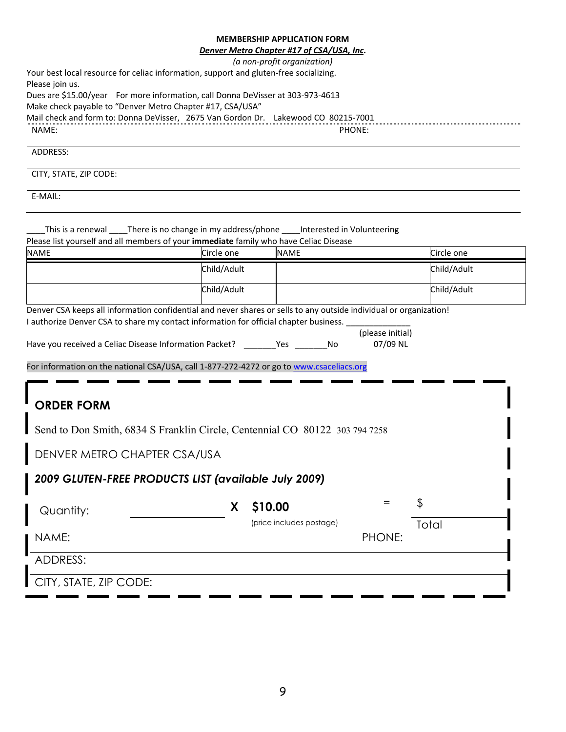**MEMBERSHIP APPLICATION FORM**

***Denver Metro Chapter #17 of CSA/USA, Inc*.**

*(a non-profit organization)*

Your best local resource for celiac information, support and gluten-free socializing.
Please join us.
Dues are $15.00/year For more information, call Donna DeVisser at 303-973-4613
Make check payable to "Denver Metro Chapter #17, CSA/USA"
Mail check and form to: Donna DeVisser, 2675 Van Gordon Dr. Lakewood CO 80215-7001

NAME: PHONE:

ADDRESS:

CITY, STATE, ZIP CODE:

E-MAIL:

____This is a renewal ____There is no change in my address/phone ____Interested in Volunteering

Please list yourself and all members of your **immediate** family who have Celiac Disease

| NAME | Circle one | NAME | Circle one |
|---|---|---|---|
| | Child/Adult | | Child/Adult |
| | Child/Adult | | Child/Adult |

Denver CSA keeps all information confidential and never shares or sells to any outside individual or organization!

I authorize Denver CSA to share my contact information for official chapter business. ______________
(please initial)

Have you received a Celiac Disease Information Packet? _______Yes _______No 07/09 NL

For information on the national CSA/USA, call 1-877-272-4272 or go to www.csaceliacs.org

## ORDER FORM

Send to Don Smith, 6834 S Franklin Circle, Centennial CO 80122 303 794 7258

DENVER METRO CHAPTER CSA/USA

***2009 GLUTEN-FREE PRODUCTS LIST (available July 2009)***

Quantity: ____________ **X $10.00** (price includes postage) = $ ____________ Total

NAME: PHONE:

ADDRESS:

CITY, STATE, ZIP CODE: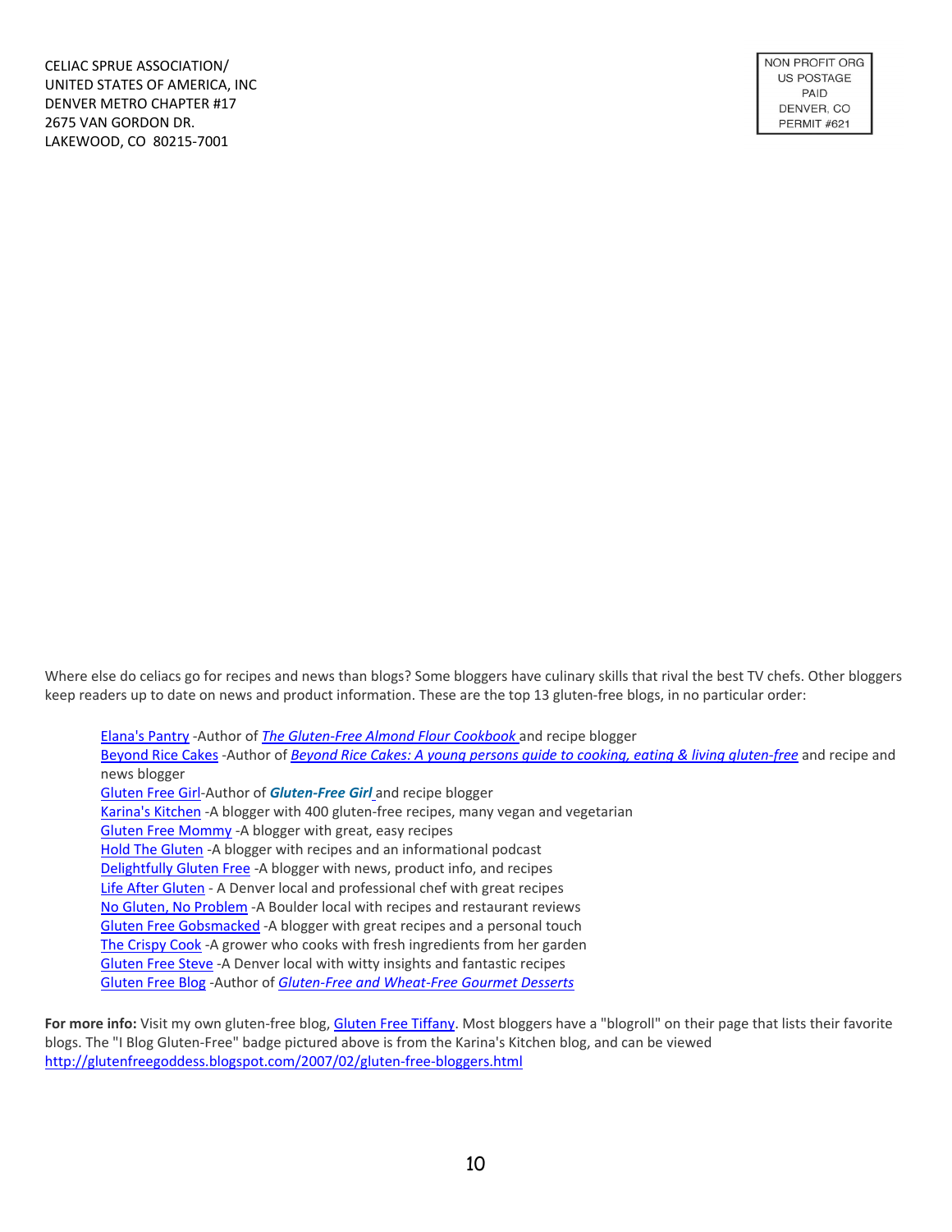CELIAC SPRUE ASSOCIATION/
UNITED STATES OF AMERICA, INC
DENVER METRO CHAPTER #17
2675 VAN GORDON DR.
LAKEWOOD, CO 80215-7001

NON PROFIT ORG
US POSTAGE
PAID
DENVER, CO
PERMIT #621

Where else do celiacs go for recipes and news than blogs? Some bloggers have culinary skills that rival the best TV chefs. Other bloggers keep readers up to date on news and product information. These are the top 13 gluten-free blogs, in no particular order:

- Elana's Pantry -Author of *The Gluten-Free Almond Flour Cookbook* and recipe blogger
- Beyond Rice Cakes -Author of *Beyond Rice Cakes: A young persons guide to cooking, eating & living gluten-free* and recipe and news blogger
- Gluten Free Girl-Author of ***Gluten-Free Girl*** and recipe blogger
- Karina's Kitchen -A blogger with 400 gluten-free recipes, many vegan and vegetarian
- Gluten Free Mommy -A blogger with great, easy recipes
- Hold The Gluten -A blogger with recipes and an informational podcast
- Delightfully Gluten Free -A blogger with news, product info, and recipes
- Life After Gluten - A Denver local and professional chef with great recipes
- No Gluten, No Problem -A Boulder local with recipes and restaurant reviews
- Gluten Free Gobsmacked -A blogger with great recipes and a personal touch
- The Crispy Cook -A grower who cooks with fresh ingredients from her garden
- Gluten Free Steve -A Denver local with witty insights and fantastic recipes
- Gluten Free Blog -Author of *Gluten-Free and Wheat-Free Gourmet Desserts*

**For more info:** Visit my own gluten-free blog, Gluten Free Tiffany. Most bloggers have a "blogroll" on their page that lists their favorite blogs. The "I Blog Gluten-Free" badge pictured above is from the Karina's Kitchen blog, and can be viewed http://glutenfreegoddess.blogspot.com/2007/02/gluten-free-bloggers.html